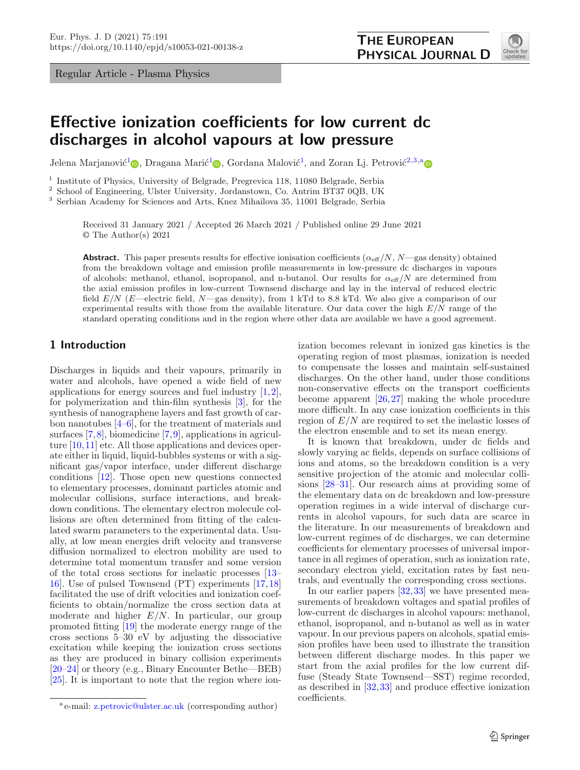Regular Article - Plasma Physics

# Effective ionization coefficients for low current dc discharges in alcohol vapours at low pressure

Jelena Marjanović[1], Dragana Marić[1], Gordana Malović[1], and Zoran Lj. Petrović[2,3,a]

[1] Institute of Physics, University of Belgrade, Pregrevica 118, 11080 Belgrade, Serbia
[2] School of Engineering, Ulster University, Jordanstown, Co. Antrim BT37 0QB, UK
[3] Serbian Academy for Sciences and Arts, Knez Mihailova 35, 11001 Belgrade, Serbia

Received 31 January 2021 / Accepted 26 March 2021 / Published online 29 June 2021
© The Author(s) 2021

**Abstract.** This paper presents results for effective ionisation coefficients ($\alpha_{\text{eff}}/N$, $N$—gas density) obtained from the breakdown voltage and emission profile measurements in low-pressure dc discharges in vapours of alcohols: methanol, ethanol, isopropanol, and n-butanol. Our results for $\alpha_{\text{eff}}/N$ are determined from the axial emission profiles in low-current Townsend discharge and lay in the interval of reduced electric field $E/N$ ($E$—electric field, $N$—gas density), from 1 kTd to 8.8 kTd. We also give a comparison of our experimental results with those from the available literature. Our data cover the high $E/N$ range of the standard operating conditions and in the region where other data are available we have a good agreement.

## 1 Introduction

Discharges in liquids and their vapours, primarily in water and alcohols, have opened a wide field of new applications for energy sources and fuel industry [1,2], for polymerization and thin-film synthesis [3], for the synthesis of nanographene layers and fast growth of carbon nanotubes [4–6], for the treatment of materials and surfaces [7,8], biomedicine [7,9], applications in agriculture [10,11] etc. All those applications and devices operate either in liquid, liquid-bubbles systems or with a significant gas/vapor interface, under different discharge conditions [12]. Those open new questions connected to elementary processes, dominant particles atomic and molecular collisions, surface interactions, and breakdown conditions. The elementary electron molecule collisions are often determined from fitting of the calculated swarm parameters to the experimental data. Usually, at low mean energies drift velocity and transverse diffusion normalized to electron mobility are used to determine total momentum transfer and some version of the total cross sections for inelastic processes [13–16]. Use of pulsed Townsend (PT) experiments [17,18] facilitated the use of drift velocities and ionization coefficients to obtain/normalize the cross section data at moderate and higher $E/N$. In particular, our group promoted fitting [19] the moderate energy range of the cross sections 5–30 eV by adjusting the dissociative excitation while keeping the ionization cross sections as they are produced in binary collision experiments [20–24] or theory (e.g., Binary Encounter Bethe—BEB) [25]. It is important to note that the region where ionization becomes relevant in ionized gas kinetics is the operating region of most plasmas, ionization is needed to compensate the losses and maintain self-sustained discharges. On the other hand, under those conditions non-conservative effects on the transport coefficients become apparent [26,27] making the whole procedure more difficult. In any case ionization coefficients in this region of $E/N$ are required to set the inelastic losses of the electron ensemble and to set its mean energy.

It is known that breakdown, under dc fields and slowly varying ac fields, depends on surface collisions of ions and atoms, so the breakdown condition is a very sensitive projection of the atomic and molecular collisions [28–31]. Our research aims at providing some of the elementary data on dc breakdown and low-pressure operation regimes in a wide interval of discharge currents in alcohol vapours, for such data are scarce in the literature. In our measurements of breakdown and low-current regimes of dc discharges, we can determine coefficients for elementary processes of universal importance in all regimes of operation, such as ionization rate, secondary electron yield, excitation rates by fast neutrals, and eventually the corresponding cross sections.

In our earlier papers [32,33] we have presented measurements of breakdown voltages and spatial profiles of low-current dc discharges in alcohol vapours: methanol, ethanol, isopropanol, and n-butanol as well as in water vapour. In our previous papers on alcohols, spatial emission profiles have been used to illustrate the transition between different discharge modes. In this paper we start from the axial profiles for the low current diffuse (Steady State Townsend—SST) regime recorded, as described in [32,33] and produce effective ionization coefficients.

[a] e-mail: z.petrovic@ulster.ac.uk (corresponding author)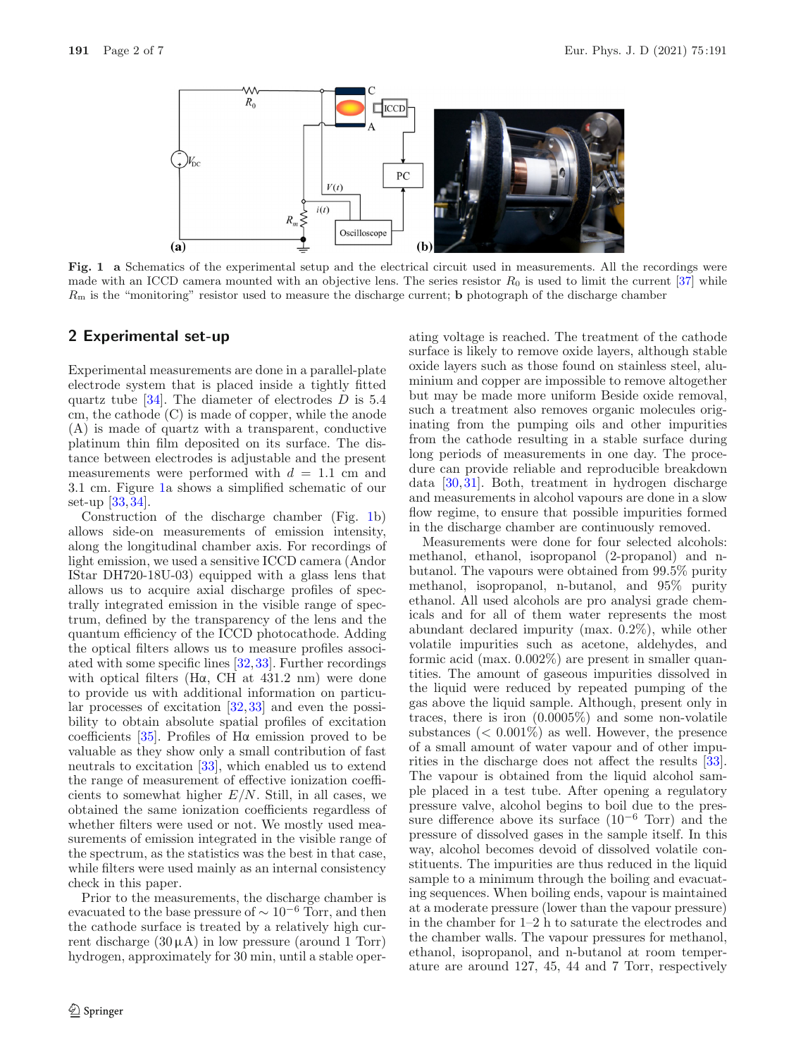Fig. 1 **a** Schematics of the experimental setup and the electrical circuit used in measurements. All the recordings were made with an ICCD camera mounted with an objective lens. The series resistor $R_0$ is used to limit the current [37] while $R_m$ is the "monitoring" resistor used to measure the discharge current; **b** photograph of the discharge chamber

## 2 Experimental set-up

Experimental measurements are done in a parallel-plate electrode system that is placed inside a tightly fitted quartz tube [34]. The diameter of electrodes $D$ is 5.4 cm, the cathode (C) is made of copper, while the anode (A) is made of quartz with a transparent, conductive platinum thin film deposited on its surface. The distance between electrodes is adjustable and the present measurements were performed with $d = 1.1$ cm and 3.1 cm. Figure 1a shows a simplified schematic of our set-up [33,34].

Construction of the discharge chamber (Fig. 1b) allows side-on measurements of emission intensity, along the longitudinal chamber axis. For recordings of light emission, we used a sensitive ICCD camera (Andor IStar DH720-18U-03) equipped with a glass lens that allows us to acquire axial discharge profiles of spectrally integrated emission in the visible range of spectrum, defined by the transparency of the lens and the quantum efficiency of the ICCD photocathode. Adding the optical filters allows us to measure profiles associated with some specific lines [32,33]. Further recordings with optical filters (Hα, CH at 431.2 nm) were done to provide us with additional information on particular processes of excitation [32,33] and even the possibility to obtain absolute spatial profiles of excitation coefficients [35]. Profiles of Hα emission proved to be valuable as they show only a small contribution of fast neutrals to excitation [33], which enabled us to extend the range of measurement of effective ionization coefficients to somewhat higher $E/N$. Still, in all cases, we obtained the same ionization coefficients regardless of whether filters were used or not. We mostly used measurements of emission integrated in the visible range of the spectrum, as the statistics was the best in that case, while filters were used mainly as an internal consistency check in this paper.

Prior to the measurements, the discharge chamber is evacuated to the base pressure of $\sim 10^{-6}$ Torr, and then the cathode surface is treated by a relatively high current discharge (30 μA) in low pressure (around 1 Torr) hydrogen, approximately for 30 min, until a stable operating voltage is reached. The treatment of the cathode surface is likely to remove oxide layers, although stable oxide layers such as those found on stainless steel, aluminium and copper are impossible to remove altogether but may be made more uniform Beside oxide removal, such a treatment also removes organic molecules originating from the pumping oils and other impurities from the cathode resulting in a stable surface during long periods of measurements in one day. The procedure can provide reliable and reproducible breakdown data [30,31]. Both, treatment in hydrogen discharge and measurements in alcohol vapours are done in a slow flow regime, to ensure that possible impurities formed in the discharge chamber are continuously removed.

Measurements were done for four selected alcohols: methanol, ethanol, isopropanol (2-propanol) and n-butanol. The vapours were obtained from 99.5% purity methanol, isopropanol, n-butanol, and 95% purity ethanol. All used alcohols are pro analysi grade chemicals and for all of them water represents the most abundant declared impurity (max. 0.2%), while other volatile impurities such as acetone, aldehydes, and formic acid (max. 0.002%) are present in smaller quantities. The amount of gaseous impurities dissolved in the liquid were reduced by repeated pumping of the gas above the liquid sample. Although, present only in traces, there is iron (0.0005%) and some non-volatile substances (< 0.001%) as well. However, the presence of a small amount of water vapour and of other impurities in the discharge does not affect the results [33]. The vapour is obtained from the liquid alcohol sample placed in a test tube. After opening a regulatory pressure valve, alcohol begins to boil due to the pressure difference above its surface ($10^{-6}$ Torr) and the pressure of dissolved gases in the sample itself. In this way, alcohol becomes devoid of dissolved volatile constituents. The impurities are thus reduced in the liquid sample to a minimum through the boiling and evacuating sequences. When boiling ends, vapour is maintained at a moderate pressure (lower than the vapour pressure) in the chamber for 1–2 h to saturate the electrodes and the chamber walls. The vapour pressures for methanol, ethanol, isopropanol, and n-butanol at room temperature are around 127, 45, 44 and 7 Torr, respectively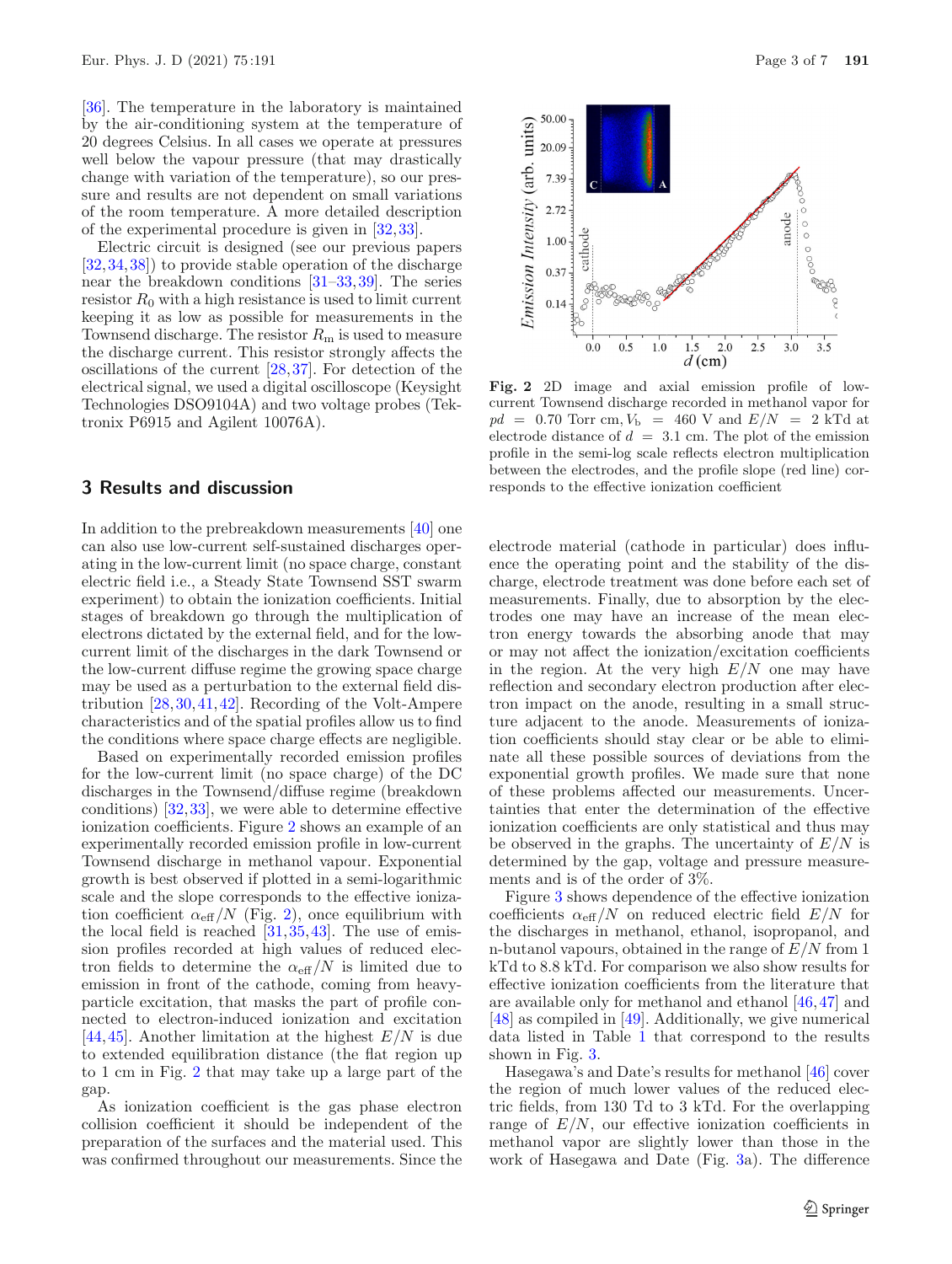[36]. The temperature in the laboratory is maintained by the air-conditioning system at the temperature of 20 degrees Celsius. In all cases we operate at pressures well below the vapour pressure (that may drastically change with variation of the temperature), so our pressure and results are not dependent on small variations of the room temperature. A more detailed description of the experimental procedure is given in [32,33].

Electric circuit is designed (see our previous papers [32,34,38]) to provide stable operation of the discharge near the breakdown conditions [31–33,39]. The series resistor $R_0$ with a high resistance is used to limit current keeping it as low as possible for measurements in the Townsend discharge. The resistor $R_m$ is used to measure the discharge current. This resistor strongly affects the oscillations of the current [28,37]. For detection of the electrical signal, we used a digital oscilloscope (Keysight Technologies DSO9104A) and two voltage probes (Tektronix P6915 and Agilent 10076A).

## 3 Results and discussion

In addition to the prebreakdown measurements [40] one can also use low-current self-sustained discharges operating in the low-current limit (no space charge, constant electric field i.e., a Steady State Townsend SST swarm experiment) to obtain the ionization coefficients. Initial stages of breakdown go through the multiplication of electrons dictated by the external field, and for the low-current limit of the discharges in the dark Townsend or the low-current diffuse regime the growing space charge may be used as a perturbation to the external field distribution [28,30,41,42]. Recording of the Volt-Ampere characteristics and of the spatial profiles allow us to find the conditions where space charge effects are negligible.

Based on experimentally recorded emission profiles for the low-current limit (no space charge) of the DC discharges in the Townsend/diffuse regime (breakdown conditions) [32,33], we were able to determine effective ionization coefficients. Figure 2 shows an example of an experimentally recorded emission profile in low-current Townsend discharge in methanol vapour. Exponential growth is best observed if plotted in a semi-logarithmic scale and the slope corresponds to the effective ionization coefficient $\alpha_{\text{eff}}/N$ (Fig. 2), once equilibrium with the local field is reached [31,35,43]. The use of emission profiles recorded at high values of reduced electron fields to determine the $\alpha_{\text{eff}}/N$ is limited due to emission in front of the cathode, coming from heavy-particle excitation, that masks the part of profile connected to electron-induced ionization and excitation [44,45]. Another limitation at the highest $E/N$ is due to extended equilibration distance (the flat region up to 1 cm in Fig. 2 that may take up a large part of the gap.

As ionization coefficient is the gas phase electron collision coefficient it should be independent of the preparation of the surfaces and the material used. This was confirmed throughout our measurements. Since the electrode material (cathode in particular) does influence the operating point and the stability of the discharge, electrode treatment was done before each set of measurements. Finally, due to absorption by the electrodes one may have an increase of the mean electron energy towards the absorbing anode that may or may not affect the ionization/excitation coefficients in the region. At the very high $E/N$ one may have reflection and secondary electron production after electron impact on the anode, resulting in a small structure adjacent to the anode. Measurements of ionization coefficients should stay clear or be able to eliminate all these possible sources of deviations from the exponential growth profiles. We made sure that none of these problems affected our measurements. Uncertainties that enter the determination of the effective ionization coefficients are only statistical and thus may be observed in the graphs. The uncertainty of $E/N$ is determined by the gap, voltage and pressure measurements and is of the order of 3%.

**Fig. 2** 2D image and axial emission profile of low-current Townsend discharge recorded in methanol vapor for $pd$ = 0.70 Torr cm, $V_b$ = 460 V and $E/N$ = 2 kTd at electrode distance of $d$ = 3.1 cm. The plot of the emission profile in the semi-log scale reflects electron multiplication between the electrodes, and the profile slope (red line) corresponds to the effective ionization coefficient

Figure 3 shows dependence of the effective ionization coefficients $\alpha_{\text{eff}}/N$ on reduced electric field $E/N$ for the discharges in methanol, ethanol, isopropanol, and n-butanol vapours, obtained in the range of $E/N$ from 1 kTd to 8.8 kTd. For comparison we also show results for effective ionization coefficients from the literature that are available only for methanol and ethanol [46,47] and [48] as compiled in [49]. Additionally, we give numerical data listed in Table 1 that correspond to the results shown in Fig. 3.

Hasegawa's and Date's results for methanol [46] cover the region of much lower values of the reduced electric fields, from 130 Td to 3 kTd. For the overlapping range of $E/N$, our effective ionization coefficients in methanol vapor are slightly lower than those in the work of Hasegawa and Date (Fig. 3a). The difference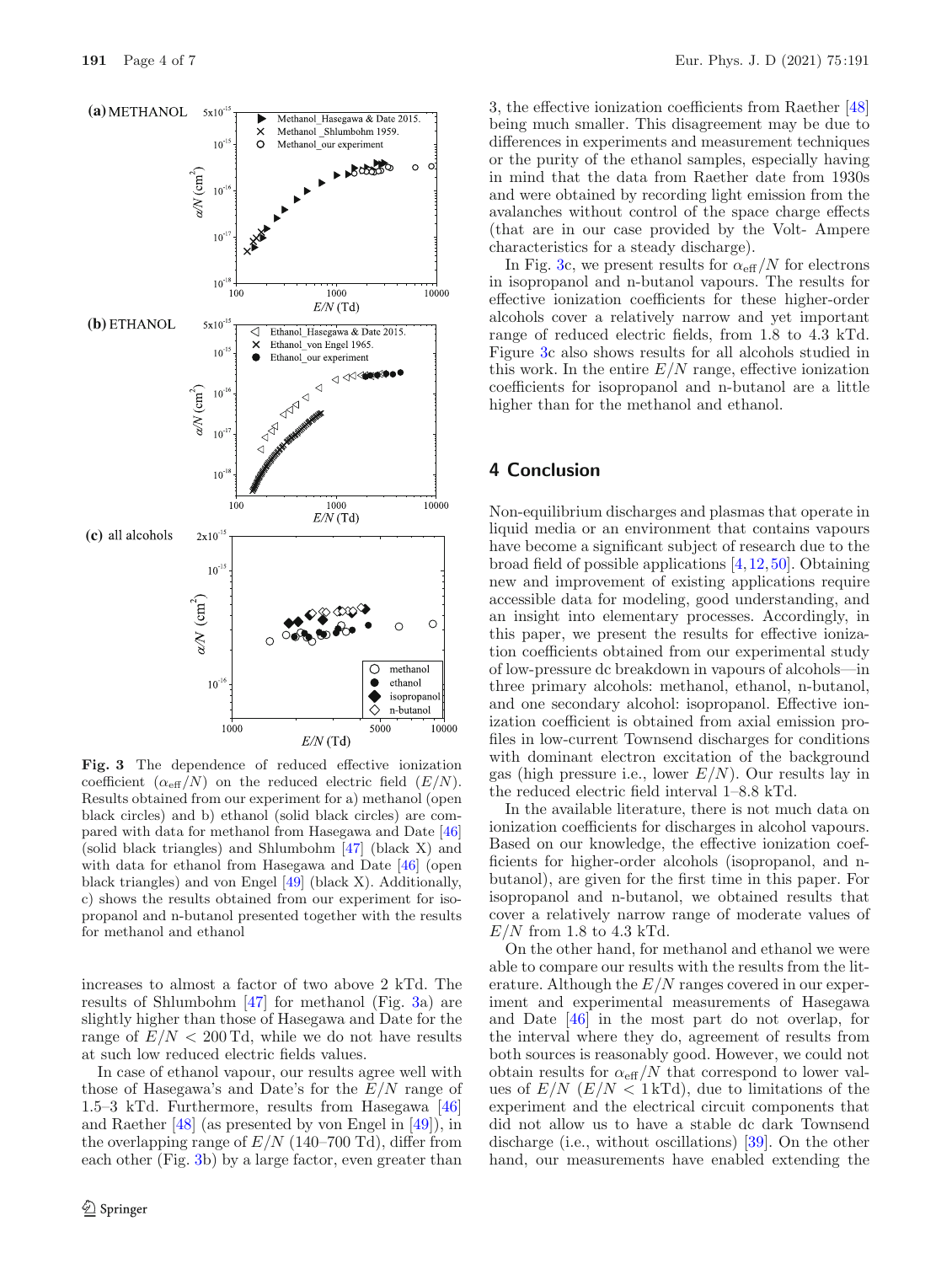**Fig. 3** The dependence of reduced effective ionization coefficient ($\alpha_{\text{eff}}/N$) on the reduced electric field ($E/N$). Results obtained from our experiment for a) methanol (open black circles) and b) ethanol (solid black circles) are compared with data for methanol from Hasegawa and Date [46] (solid black triangles) and Shlumbohm [47] (black X) and with data for ethanol from Hasegawa and Date [46] (open black triangles) and von Engel [49] (black X). Additionally, c) shows the results obtained from our experiment for isopropanol and n-butanol presented together with the results for methanol and ethanol

increases to almost a factor of two above 2 kTd. The results of Shlumbohm [47] for methanol (Fig. 3a) are slightly higher than those of Hasegawa and Date for the range of $E/N < 200$ Td, while we do not have results at such low reduced electric fields values.

In case of ethanol vapour, our results agree well with those of Hasegawa's and Date's for the $E/N$ range of 1.5–3 kTd. Furthermore, results from Hasegawa [46] and Raether [48] (as presented by von Engel in [49]), in the overlapping range of $E/N$ (140–700 Td), differ from each other (Fig. 3b) by a large factor, even greater than 3, the effective ionization coefficients from Raether [48] being much smaller. This disagreement may be due to differences in experiments and measurement techniques or the purity of the ethanol samples, especially having in mind that the data from Raether date from 1930s and were obtained by recording light emission from the avalanches without control of the space charge effects (that are in our case provided by the Volt- Ampere characteristics for a steady discharge).

In Fig. 3c, we present results for $\alpha_{\text{eff}}/N$ for electrons in isopropanol and n-butanol vapours. The results for effective ionization coefficients for these higher-order alcohols cover a relatively narrow and yet important range of reduced electric fields, from 1.8 to 4.3 kTd. Figure 3c also shows results for all alcohols studied in this work. In the entire $E/N$ range, effective ionization coefficients for isopropanol and n-butanol are a little higher than for the methanol and ethanol.

## 4 Conclusion

Non-equilibrium discharges and plasmas that operate in liquid media or an environment that contains vapours have become a significant subject of research due to the broad field of possible applications [4,12,50]. Obtaining new and improvement of existing applications require accessible data for modeling, good understanding, and an insight into elementary processes. Accordingly, in this paper, we present the results for effective ionization coefficients obtained from our experimental study of low-pressure dc breakdown in vapours of alcohols—in three primary alcohols: methanol, ethanol, n-butanol, and one secondary alcohol: isopropanol. Effective ionization coefficient is obtained from axial emission profiles in low-current Townsend discharges for conditions with dominant electron excitation of the background gas (high pressure i.e., lower $E/N$). Our results lay in the reduced electric field interval 1–8.8 kTd.

In the available literature, there is not much data on ionization coefficients for discharges in alcohol vapours. Based on our knowledge, the effective ionization coefficients for higher-order alcohols (isopropanol, and n-butanol), are given for the first time in this paper. For isopropanol and n-butanol, we obtained results that cover a relatively narrow range of moderate values of $E/N$ from 1.8 to 4.3 kTd.

On the other hand, for methanol and ethanol we were able to compare our results with the results from the literature. Although the $E/N$ ranges covered in our experiment and experimental measurements of Hasegawa and Date [46] in the most part do not overlap, for the interval where they do, agreement of results from both sources is reasonably good. However, we could not obtain results for $\alpha_{\text{eff}}/N$ that correspond to lower values of $E/N$ ($E/N < 1$ kTd), due to limitations of the experiment and the electrical circuit components that did not allow us to have a stable dc dark Townsend discharge (i.e., without oscillations) [39]. On the other hand, our measurements have enabled extending the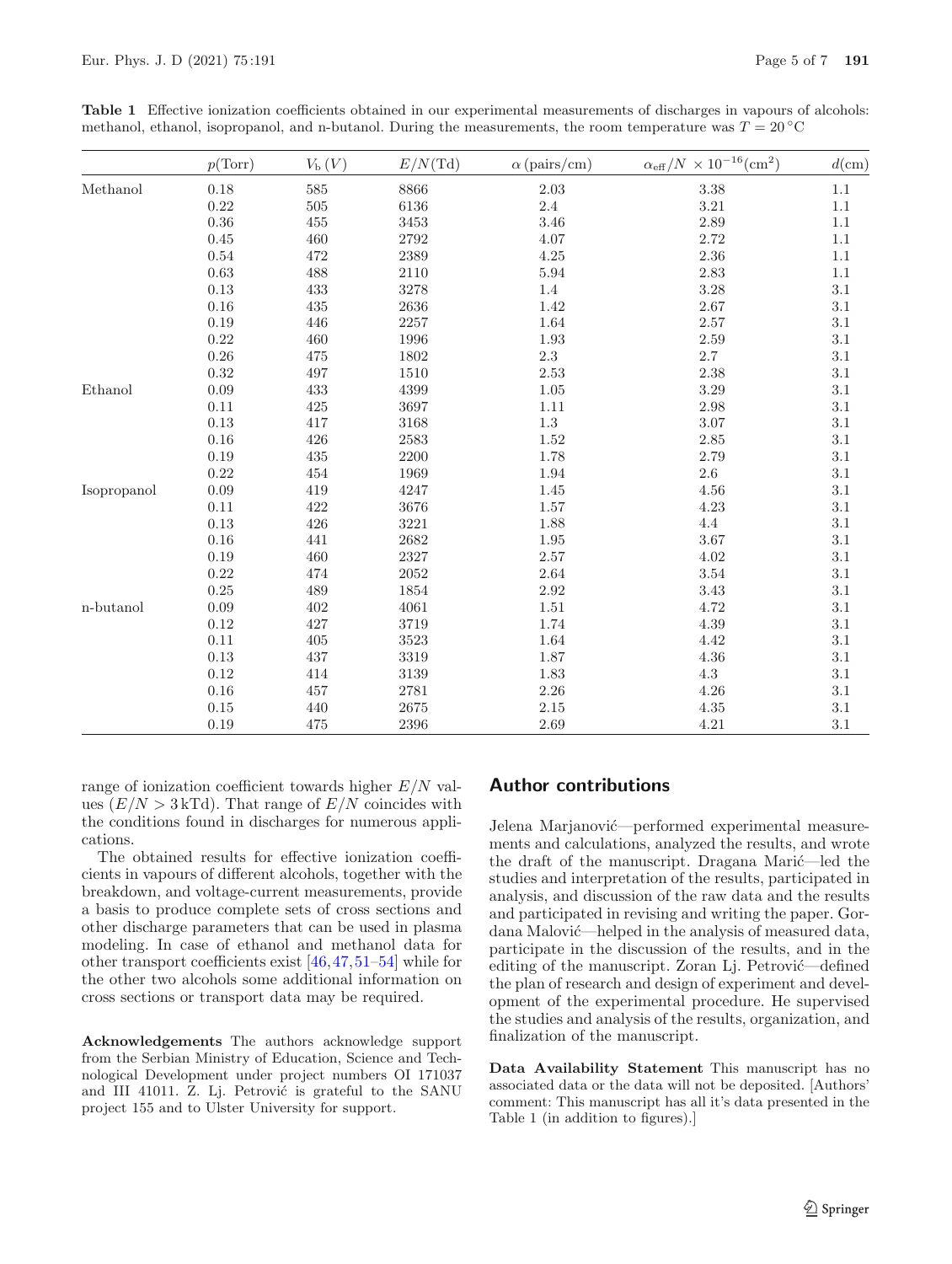**Table 1** Effective ionization coefficients obtained in our experimental measurements of discharges in vapours of alcohols: methanol, ethanol, isopropanol, and n-butanol. During the measurements, the room temperature was $T = 20\,^{\circ}\mathrm{C}$

| | $p$(Torr) | $V_{\mathrm{b}}\,(V)$ | $E/N$(Td) | $\alpha$ (pairs/cm) | $\alpha_{\mathrm{eff}}/N \times 10^{-16}(\mathrm{cm}^2)$ | $d$(cm) |
|---|---|---|---|---|---|---|
| Methanol | 0.18 | 585 | 8866 | 2.03 | 3.38 | 1.1 |
| | 0.22 | 505 | 6136 | 2.4 | 3.21 | 1.1 |
| | 0.36 | 455 | 3453 | 3.46 | 2.89 | 1.1 |
| | 0.45 | 460 | 2792 | 4.07 | 2.72 | 1.1 |
| | 0.54 | 472 | 2389 | 4.25 | 2.36 | 1.1 |
| | 0.63 | 488 | 2110 | 5.94 | 2.83 | 1.1 |
| | 0.13 | 433 | 3278 | 1.4 | 3.28 | 3.1 |
| | 0.16 | 435 | 2636 | 1.42 | 2.67 | 3.1 |
| | 0.19 | 446 | 2257 | 1.64 | 2.57 | 3.1 |
| | 0.22 | 460 | 1996 | 1.93 | 2.59 | 3.1 |
| | 0.26 | 475 | 1802 | 2.3 | 2.7 | 3.1 |
| | 0.32 | 497 | 1510 | 2.53 | 2.38 | 3.1 |
| Ethanol | 0.09 | 433 | 4399 | 1.05 | 3.29 | 3.1 |
| | 0.11 | 425 | 3697 | 1.11 | 2.98 | 3.1 |
| | 0.13 | 417 | 3168 | 1.3 | 3.07 | 3.1 |
| | 0.16 | 426 | 2583 | 1.52 | 2.85 | 3.1 |
| | 0.19 | 435 | 2200 | 1.78 | 2.79 | 3.1 |
| | 0.22 | 454 | 1969 | 1.94 | 2.6 | 3.1 |
| Isopropanol | 0.09 | 419 | 4247 | 1.45 | 4.56 | 3.1 |
| | 0.11 | 422 | 3676 | 1.57 | 4.23 | 3.1 |
| | 0.13 | 426 | 3221 | 1.88 | 4.4 | 3.1 |
| | 0.16 | 441 | 2682 | 1.95 | 3.67 | 3.1 |
| | 0.19 | 460 | 2327 | 2.57 | 4.02 | 3.1 |
| | 0.22 | 474 | 2052 | 2.64 | 3.54 | 3.1 |
| | 0.25 | 489 | 1854 | 2.92 | 3.43 | 3.1 |
| n-butanol | 0.09 | 402 | 4061 | 1.51 | 4.72 | 3.1 |
| | 0.12 | 427 | 3719 | 1.74 | 4.39 | 3.1 |
| | 0.11 | 405 | 3523 | 1.64 | 4.42 | 3.1 |
| | 0.13 | 437 | 3319 | 1.87 | 4.36 | 3.1 |
| | 0.12 | 414 | 3139 | 1.83 | 4.3 | 3.1 |
| | 0.16 | 457 | 2781 | 2.26 | 4.26 | 3.1 |
| | 0.15 | 440 | 2675 | 2.15 | 4.35 | 3.1 |
| | 0.19 | 475 | 2396 | 2.69 | 4.21 | 3.1 |

range of ionization coefficient towards higher $E/N$ values ($E/N > 3\,\mathrm{kTd}$). That range of $E/N$ coincides with the conditions found in discharges for numerous applications.

The obtained results for effective ionization coefficients in vapours of different alcohols, together with the breakdown, and voltage-current measurements, provide a basis to produce complete sets of cross sections and other discharge parameters that can be used in plasma modeling. In case of ethanol and methanol data for other transport coefficients exist [46,47,51–54] while for the other two alcohols some additional information on cross sections or transport data may be required.

**Acknowledgements** The authors acknowledge support from the Serbian Ministry of Education, Science and Technological Development under project numbers OI 171037 and III 41011. Z. Lj. Petrović is grateful to the SANU project 155 and to Ulster University for support.

## Author contributions

Jelena Marjanović—performed experimental measurements and calculations, analyzed the results, and wrote the draft of the manuscript. Dragana Marić—led the studies and interpretation of the results, participated in analysis, and discussion of the raw data and the results and participated in revising and writing the paper. Gordana Malović—helped in the analysis of measured data, participate in the discussion of the results, and in the editing of the manuscript. Zoran Lj. Petrović—defined the plan of research and design of experiment and development of the experimental procedure. He supervised the studies and analysis of the results, organization, and finalization of the manuscript.

**Data Availability Statement** This manuscript has no associated data or the data will not be deposited. [Authors' comment: This manuscript has all it's data presented in the Table 1 (in addition to figures).]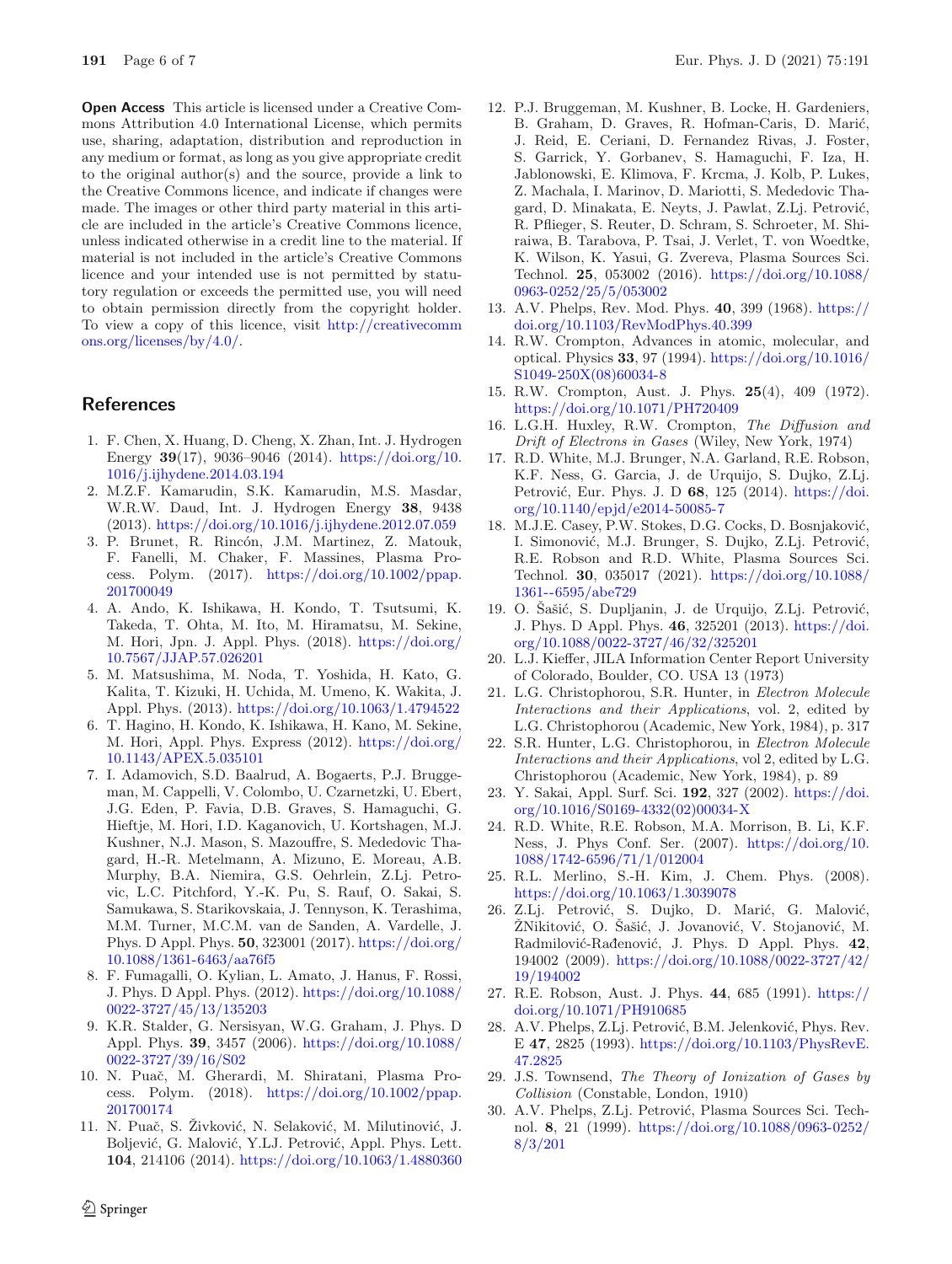**Open Access** This article is licensed under a Creative Commons Attribution 4.0 International License, which permits use, sharing, adaptation, distribution and reproduction in any medium or format, as long as you give appropriate credit to the original author(s) and the source, provide a link to the Creative Commons licence, and indicate if changes were made. The images or other third party material in this article are included in the article's Creative Commons licence, unless indicated otherwise in a credit line to the material. If material is not included in the article's Creative Commons licence and your intended use is not permitted by statutory regulation or exceeds the permitted use, you will need to obtain permission directly from the copyright holder. To view a copy of this licence, visit http://creativecommons.org/licenses/by/4.0/.

## References

1. F. Chen, X. Huang, D. Cheng, X. Zhan, Int. J. Hydrogen Energy **39**(17), 9036–9046 (2014). https://doi.org/10.1016/j.ijhydene.2014.03.194
2. M.Z.F. Kamarudin, S.K. Kamarudin, M.S. Masdar, W.R.W. Daud, Int. J. Hydrogen Energy **38**, 9438 (2013). https://doi.org/10.1016/j.ijhydene.2012.07.059
3. P. Brunet, R. Rincón, J.M. Martinez, Z. Matouk, F. Fanelli, M. Chaker, F. Massines, Plasma Process. Polym. (2017). https://doi.org/10.1002/ppap.201700049
4. A. Ando, K. Ishikawa, H. Kondo, T. Tsutsumi, K. Takeda, T. Ohta, M. Ito, M. Hiramatsu, M. Sekine, M. Hori, Jpn. J. Appl. Phys. (2018). https://doi.org/10.7567/JJAP.57.026201
5. M. Matsushima, M. Noda, T. Yoshida, H. Kato, G. Kalita, T. Kizuki, H. Uchida, M. Umeno, K. Wakita, J. Appl. Phys. (2013). https://doi.org/10.1063/1.4794522
6. T. Hagino, H. Kondo, K. Ishikawa, H. Kano, M. Sekine, M. Hori, Appl. Phys. Express (2012). https://doi.org/10.1143/APEX.5.035101
7. I. Adamovich, S.D. Baalrud, A. Bogaerts, P.J. Bruggeman, M. Cappelli, V. Colombo, U. Czarnetzki, U. Ebert, J.G. Eden, P. Favia, D.B. Graves, S. Hamaguchi, G. Hieftje, M. Hori, I.D. Kaganovich, U. Kortshagen, M.J. Kushner, N.J. Mason, S. Mazouffre, S. Mededovic Thagard, H.-R. Metelmann, A. Mizuno, E. Moreau, A.B. Murphy, B.A. Niemira, G.S. Oehrlein, Z.Lj. Petrovic, L.C. Pitchford, Y.-K. Pu, S. Rauf, O. Sakai, S. Samukawa, S. Starikovskaia, J. Tennyson, K. Terashima, M.M. Turner, M.C.M. van de Sanden, A. Vardelle, J. Phys. D Appl. Phys. **50**, 323001 (2017). https://doi.org/10.1088/1361-6463/aa76f5
8. F. Fumagalli, O. Kylian, L. Amato, J. Hanus, F. Rossi, J. Phys. D Appl. Phys. (2012). https://doi.org/10.1088/0022-3727/45/13/135203
9. K.R. Stalder, G. Nersisyan, W.G. Graham, J. Phys. D Appl. Phys. **39**, 3457 (2006). https://doi.org/10.1088/0022-3727/39/16/S02
10. N. Puač, M. Gherardi, M. Shiratani, Plasma Process. Polym. (2018). https://doi.org/10.1002/ppap.201700174
11. N. Puač, S. Živković, N. Selaković, M. Milutinović, J. Boljević, G. Malović, Y.LJ. Petrović, Appl. Phys. Lett. **104**, 214106 (2014). https://doi.org/10.1063/1.4880360
12. P.J. Bruggeman, M. Kushner, B. Locke, H. Gardeniers, B. Graham, D. Graves, R. Hofman-Caris, D. Marić, J. Reid, E. Ceriani, D. Fernandez Rivas, J. Foster, S. Garrick, Y. Gorbanev, S. Hamaguchi, F. Iza, H. Jablonowski, E. Klimova, F. Krcma, J. Kolb, P. Lukes, Z. Machala, I. Marinov, D. Mariotti, S. Mededovic Thagard, D. Minakata, E. Neyts, J. Pawlat, Z.Lj. Petrović, R. Pflieger, S. Reuter, D. Schram, S. Schroeter, M. Shiraiwa, B. Tarabova, P. Tsai, J. Verlet, T. von Woedtke, K. Wilson, K. Yasui, G. Zvereva, Plasma Sources Sci. Technol. **25**, 053002 (2016). https://doi.org/10.1088/0963-0252/25/5/053002
13. A.V. Phelps, Rev. Mod. Phys. **40**, 399 (1968). https://doi.org/10.1103/RevModPhys.40.399
14. R.W. Crompton, Advances in atomic, molecular, and optical. Physics **33**, 97 (1994). https://doi.org/10.1016/S1049-250X(08)60034-8
15. R.W. Crompton, Aust. J. Phys. **25**(4), 409 (1972). https://doi.org/10.1071/PH720409
16. L.G.H. Huxley, R.W. Crompton, *The Diffusion and Drift of Electrons in Gases* (Wiley, New York, 1974)
17. R.D. White, M.J. Brunger, N.A. Garland, R.E. Robson, K.F. Ness, G. Garcia, J. de Urquijo, S. Dujko, Z.Lj. Petrović, Eur. Phys. J. D **68**, 125 (2014). https://doi.org/10.1140/epjd/e2014-50085-7
18. M.J.E. Casey, P.W. Stokes, D.G. Cocks, D. Bosnjaković, I. Simonović, M.J. Brunger, S. Dujko, Z.Lj. Petrović, R.E. Robson and R.D. White, Plasma Sources Sci. Technol. **30**, 035017 (2021). https://doi.org/10.1088/1361--6595/abe729
19. O. Šašić, S. Dupljanin, J. de Urquijo, Z.Lj. Petrović, J. Phys. D Appl. Phys. **46**, 325201 (2013). https://doi.org/10.1088/0022-3727/46/32/325201
20. L.J. Kieffer, JILA Information Center Report University of Colorado, Boulder, CO. USA 13 (1973)
21. L.G. Christophorou, S.R. Hunter, in *Electron Molecule Interactions and their Applications*, vol. 2, edited by L.G. Christophorou (Academic, New York, 1984), p. 317
22. S.R. Hunter, L.G. Christophorou, in *Electron Molecule Interactions and their Applications*, vol 2, edited by L.G. Christophorou (Academic, New York, 1984), p. 89
23. Y. Sakai, Appl. Surf. Sci. **192**, 327 (2002). https://doi.org/10.1016/S0169-4332(02)00034-X
24. R.D. White, R.E. Robson, M.A. Morrison, B. Li, K.F. Ness, J. Phys Conf. Ser. (2007). https://doi.org/10.1088/1742-6596/71/1/012004
25. R.L. Merlino, S.-H. Kim, J. Chem. Phys. (2008). https://doi.org/10.1063/1.3039078
26. Z.Lj. Petrović, S. Dujko, D. Marić, G. Malović, ŽNikitović, O. Šašić, J. Jovanović, V. Stojanović, M. Radmilović-Rađenović, J. Phys. D Appl. Phys. **42**, 194002 (2009). https://doi.org/10.1088/0022-3727/42/19/194002
27. R.E. Robson, Aust. J. Phys. **44**, 685 (1991). https://doi.org/10.1071/PH910685
28. A.V. Phelps, Z.Lj. Petrović, B.M. Jelenković, Phys. Rev. E **47**, 2825 (1993). https://doi.org/10.1103/PhysRevE.47.2825
29. J.S. Townsend, *The Theory of Ionization of Gases by Collision* (Constable, London, 1910)
30. A.V. Phelps, Z.Lj. Petrović, Plasma Sources Sci. Technol. **8**, 21 (1999). https://doi.org/10.1088/0963-0252/8/3/201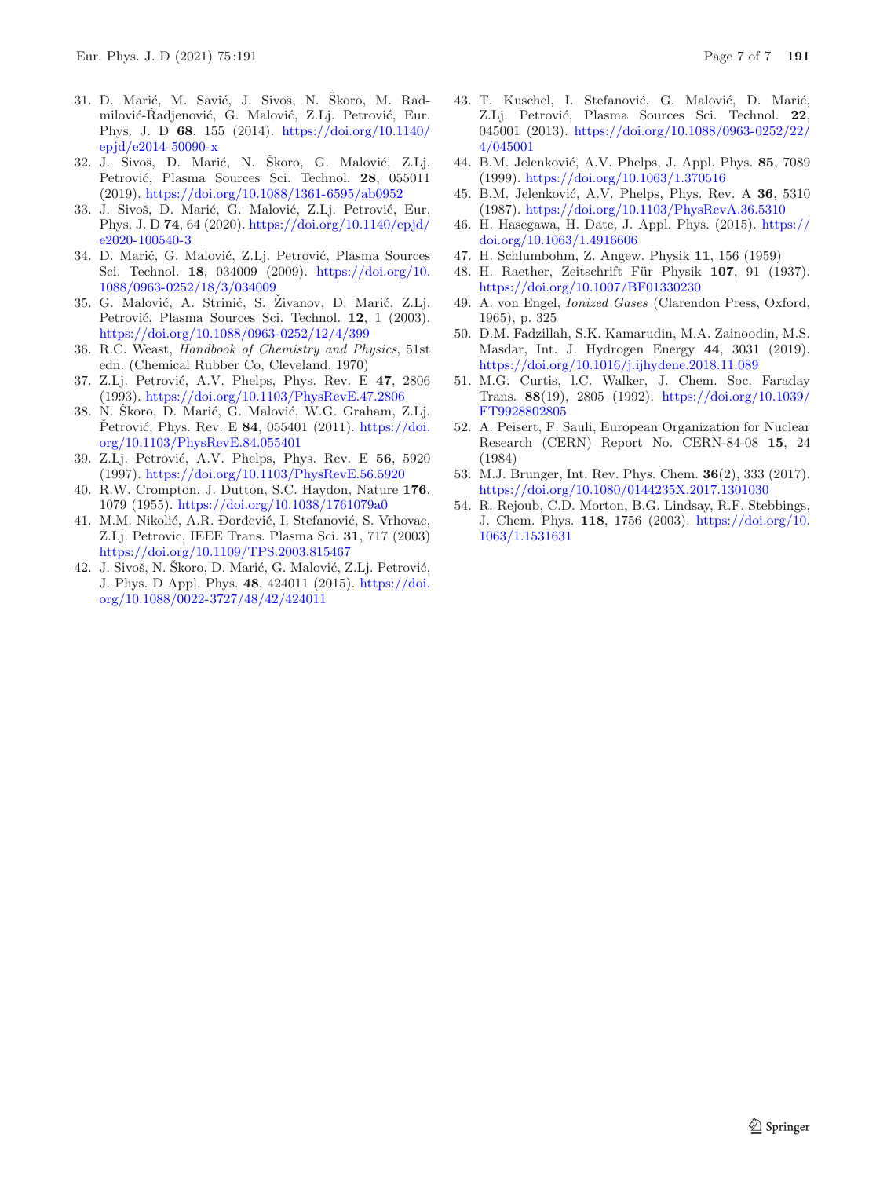31. D. Marić, M. Savić, J. Sivoš, N. Škoro, M. Radmilović-Řadjenović, G. Malović, Z.Lj. Petrović, Eur. Phys. J. D **68**, 155 (2014). https://doi.org/10.1140/epjd/e2014-50090-x
32. J. Sivoš, D. Marić, N. Škoro, G. Malović, Z.Lj. Petrović, Plasma Sources Sci. Technol. **28**, 055011 (2019). https://doi.org/10.1088/1361-6595/ab0952
33. J. Sivoš, D. Marić, G. Malović, Z.Lj. Petrović, Eur. Phys. J. D **74**, 64 (2020). https://doi.org/10.1140/epjd/e2020-100540-3
34. D. Marić, G. Malović, Z.Lj. Petrović, Plasma Sources Sci. Technol. **18**, 034009 (2009). https://doi.org/10.1088/0963-0252/18/3/034009
35. G. Malović, A. Strinić, S. Živanov, D. Marić, Z.Lj. Petrović, Plasma Sources Sci. Technol. **12**, 1 (2003). https://doi.org/10.1088/0963-0252/12/4/399
36. R.C. Weast, *Handbook of Chemistry and Physics*, 51st edn. (Chemical Rubber Co, Cleveland, 1970)
37. Z.Lj. Petrović, A.V. Phelps, Phys. Rev. E **47**, 2806 (1993). https://doi.org/10.1103/PhysRevE.47.2806
38. N. Škoro, D. Marić, G. Malović, W.G. Graham, Z.Lj. Petrović, Phys. Rev. E **84**, 055401 (2011). https://doi.org/10.1103/PhysRevE.84.055401
39. Z.Lj. Petrović, A.V. Phelps, Phys. Rev. E **56**, 5920 (1997). https://doi.org/10.1103/PhysRevE.56.5920
40. R.W. Crompton, J. Dutton, S.C. Haydon, Nature **176**, 1079 (1955). https://doi.org/10.1038/1761079a0
41. M.M. Nikolić, A.R. Đorđević, I. Stefanović, S. Vrhovac, Z.Lj. Petrovic, IEEE Trans. Plasma Sci. **31**, 717 (2003) https://doi.org/10.1109/TPS.2003.815467
42. J. Sivoš, N. Škoro, D. Marić, G. Malović, Z.Lj. Petrović, J. Phys. D Appl. Phys. **48**, 424011 (2015). https://doi.org/10.1088/0022-3727/48/42/424011
43. T. Kuschel, I. Stefanović, G. Malović, D. Marić, Z.Lj. Petrović, Plasma Sources Sci. Technol. **22**, 045001 (2013). https://doi.org/10.1088/0963-0252/22/4/045001
44. B.M. Jelenković, A.V. Phelps, J. Appl. Phys. **85**, 7089 (1999). https://doi.org/10.1063/1.370516
45. B.M. Jelenković, A.V. Phelps, Phys. Rev. A **36**, 5310 (1987). https://doi.org/10.1103/PhysRevA.36.5310
46. H. Hasegawa, H. Date, J. Appl. Phys. (2015). https://doi.org/10.1063/1.4916606
47. H. Schlumbohm, Z. Angew. Physik **11**, 156 (1959)
48. H. Raether, Zeitschrift Für Physik **107**, 91 (1937). https://doi.org/10.1007/BF01330230
49. A. von Engel, *Ionized Gases* (Clarendon Press, Oxford, 1965), p. 325
50. D.M. Fadzillah, S.K. Kamarudin, M.A. Zainoodin, M.S. Masdar, Int. J. Hydrogen Energy **44**, 3031 (2019). https://doi.org/10.1016/j.ijhydene.2018.11.089
51. M.G. Curtis, I.C. Walker, J. Chem. Soc. Faraday Trans. **88**(19), 2805 (1992). https://doi.org/10.1039/FT9928802805
52. A. Peisert, F. Sauli, European Organization for Nuclear Research (CERN) Report No. CERN-84-08 **15**, 24 (1984)
53. M.J. Brunger, Int. Rev. Phys. Chem. **36**(2), 333 (2017). https://doi.org/10.1080/0144235X.2017.1301030
54. R. Rejoub, C.D. Morton, B.G. Lindsay, R.F. Stebbings, J. Chem. Phys. **118**, 1756 (2003). https://doi.org/10.1063/1.1531631